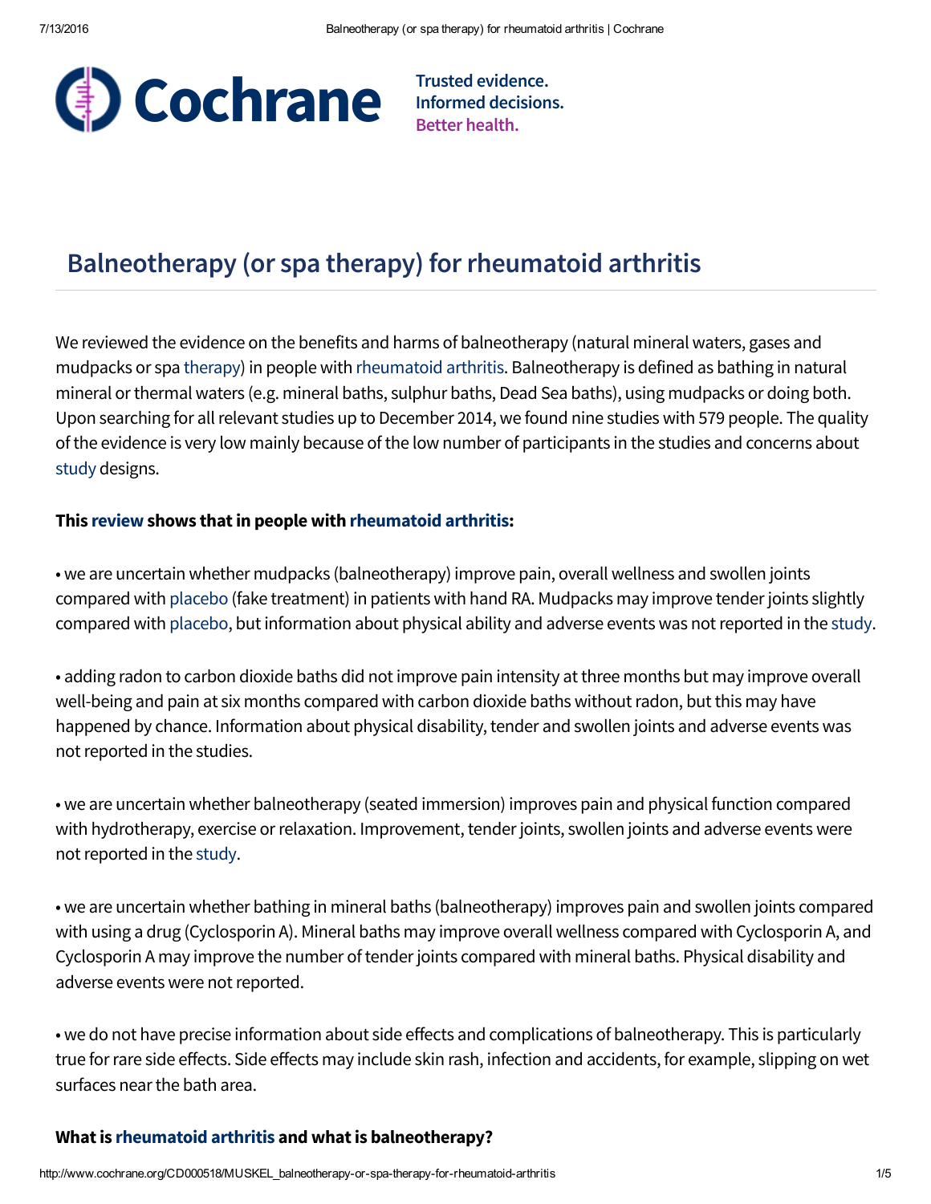# Balneotherapy (or spa therapy) for rheumatoid arthritis

We reviewed the evidence on the benefits and harms of balneotherapy (natural mineral waters, gases and mudpacks or spa therapy) in people with rheumatoid arthritis. Balneotherapy is defined as bathing in natural mineral or thermal waters (e.g. mineral baths, sulphur baths, Dead Sea baths), using mudpacks or doing both. Upon searching for all relevant studies up to December 2014, we found nine studies with 579 people. The quality of the evidence is very low mainly because of the low number of participants in the studies and concerns about study designs.

**This review shows that in people with rheumatoid arthritis:**

• we are uncertain whether mudpacks (balneotherapy) improve pain, overall wellness and swollen joints compared with placebo (fake treatment) in patients with hand RA. Mudpacks may improve tender joints slightly compared with placebo, but information about physical ability and adverse events was not reported in the study.

• adding radon to carbon dioxide baths did not improve pain intensity at three months but may improve overall well-being and pain at six months compared with carbon dioxide baths without radon, but this may have happened by chance. Information about physical disability, tender and swollen joints and adverse events was not reported in the studies.

• we are uncertain whether balneotherapy (seated immersion) improves pain and physical function compared with hydrotherapy, exercise or relaxation. Improvement, tender joints, swollen joints and adverse events were not reported in the study.

• we are uncertain whether bathing in mineral baths (balneotherapy) improves pain and swollen joints compared with using a drug (Cyclosporin A). Mineral baths may improve overall wellness compared with Cyclosporin A, and Cyclosporin A may improve the number of tender joints compared with mineral baths. Physical disability and adverse events were not reported.

• we do not have precise information about side effects and complications of balneotherapy. This is particularly true for rare side effects. Side effects may include skin rash, infection and accidents, for example, slipping on wet surfaces near the bath area.

**What is rheumatoid arthritis and what is balneotherapy?**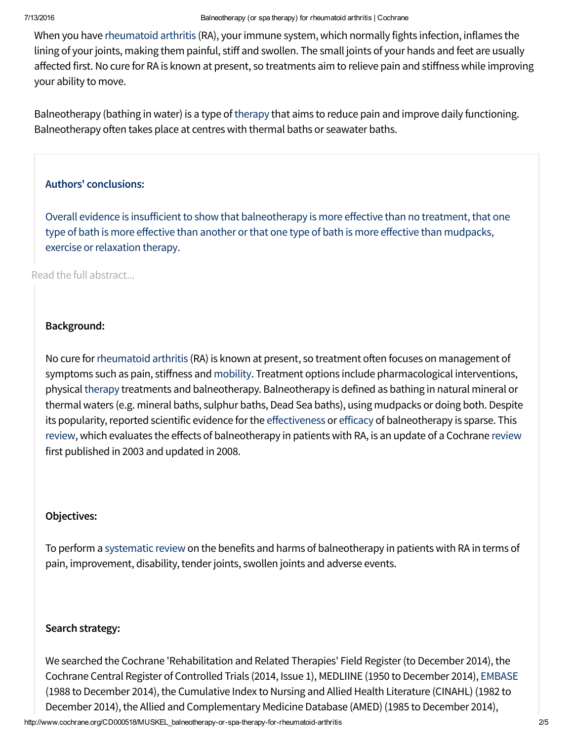When you have rheumatoid arthritis (RA), your immune system, which normally fights infection, inflames the lining of your joints, making them painful, stiff and swollen. The small joints of your hands and feet are usually affected first. No cure for RA is known at present, so treatments aim to relieve pain and stiffness while improving your ability to move.

Balneotherapy (bathing in water) is a type of therapy that aims to reduce pain and improve daily functioning. Balneotherapy often takes place at centres with thermal baths or seawater baths.

### Authors' conclusions:

Overall evidence is insufficient to show that balneotherapy is more effective than no treatment, that one type of bath is more effective than another or that one type of bath is more effective than mudpacks, exercise or relaxation therapy.

Read the full abstract...

### Background:

No cure for rheumatoid arthritis (RA) is known at present, so treatment often focuses on management of symptoms such as pain, stiffness and mobility. Treatment options include pharmacological interventions, physical therapy treatments and balneotherapy. Balneotherapy is defined as bathing in natural mineral or thermal waters (e.g. mineral baths, sulphur baths, Dead Sea baths), using mudpacks or doing both. Despite its popularity, reported scientific evidence for the effectiveness or efficacy of balneotherapy is sparse. This review, which evaluates the effects of balneotherapy in patients with RA, is an update of a Cochrane review first published in 2003 and updated in 2008.

### Objectives:

To perform a systematic review on the benefits and harms of balneotherapy in patients with RA in terms of pain, improvement, disability, tender joints, swollen joints and adverse events.

### Search strategy:

We searched the Cochrane 'Rehabilitation and Related Therapies' Field Register (to December 2014), the Cochrane Central Register of Controlled Trials (2014, Issue 1), MEDLIINE (1950 to December 2014), EMBASE (1988 to December 2014), the Cumulative Index to Nursing and Allied Health Literature (CINAHL) (1982 to December 2014), the Allied and Complementary Medicine Database (AMED) (1985 to December 2014),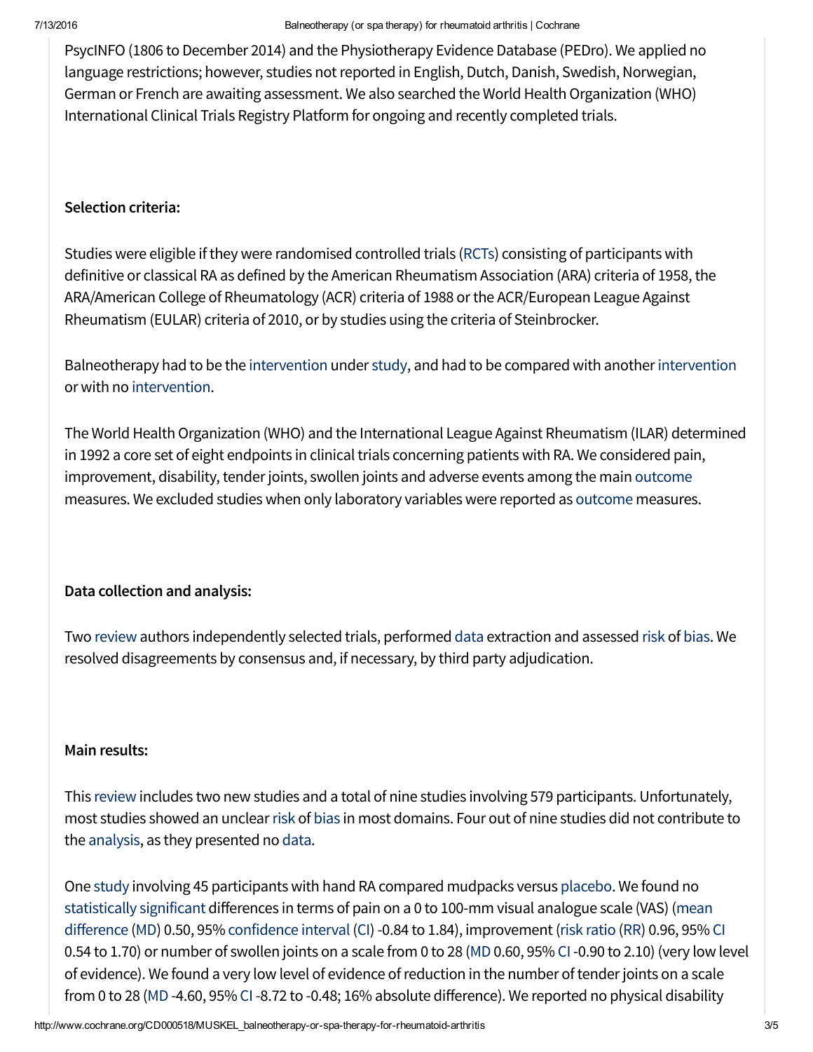PsycINFO (1806 to December 2014) and the Physiotherapy Evidence Database (PEDro). We applied no language restrictions; however, studies not reported in English, Dutch, Danish, Swedish, Norwegian, German or French are awaiting assessment. We also searched the World Health Organization (WHO) International Clinical Trials Registry Platform for ongoing and recently completed trials.

**Selection criteria:**

Studies were eligible if they were randomised controlled trials (RCTs) consisting of participants with definitive or classical RA as defined by the American Rheumatism Association (ARA) criteria of 1958, the ARA/American College of Rheumatology (ACR) criteria of 1988 or the ACR/European League Against Rheumatism (EULAR) criteria of 2010, or by studies using the criteria of Steinbrocker.

Balneotherapy had to be the intervention under study, and had to be compared with another intervention or with no intervention.

The World Health Organization (WHO) and the International League Against Rheumatism (ILAR) determined in 1992 a core set of eight endpoints in clinical trials concerning patients with RA. We considered pain, improvement, disability, tender joints, swollen joints and adverse events among the main outcome measures. We excluded studies when only laboratory variables were reported as outcome measures.

**Data collection and analysis:**

Two review authors independently selected trials, performed data extraction and assessed risk of bias. We resolved disagreements by consensus and, if necessary, by third party adjudication.

**Main results:**

This review includes two new studies and a total of nine studies involving 579 participants. Unfortunately, most studies showed an unclear risk of bias in most domains. Four out of nine studies did not contribute to the analysis, as they presented no data.

One study involving 45 participants with hand RA compared mudpacks versus placebo. We found no statistically significant differences in terms of pain on a 0 to 100-mm visual analogue scale (VAS) (mean difference (MD) 0.50, 95% confidence interval (CI) -0.84 to 1.84), improvement (risk ratio (RR) 0.96, 95% CI 0.54 to 1.70) or number of swollen joints on a scale from 0 to 28 (MD 0.60, 95% CI -0.90 to 2.10) (very low level of evidence). We found a very low level of evidence of reduction in the number of tender joints on a scale from 0 to 28 (MD -4.60, 95% CI -8.72 to -0.48; 16% absolute difference). We reported no physical disability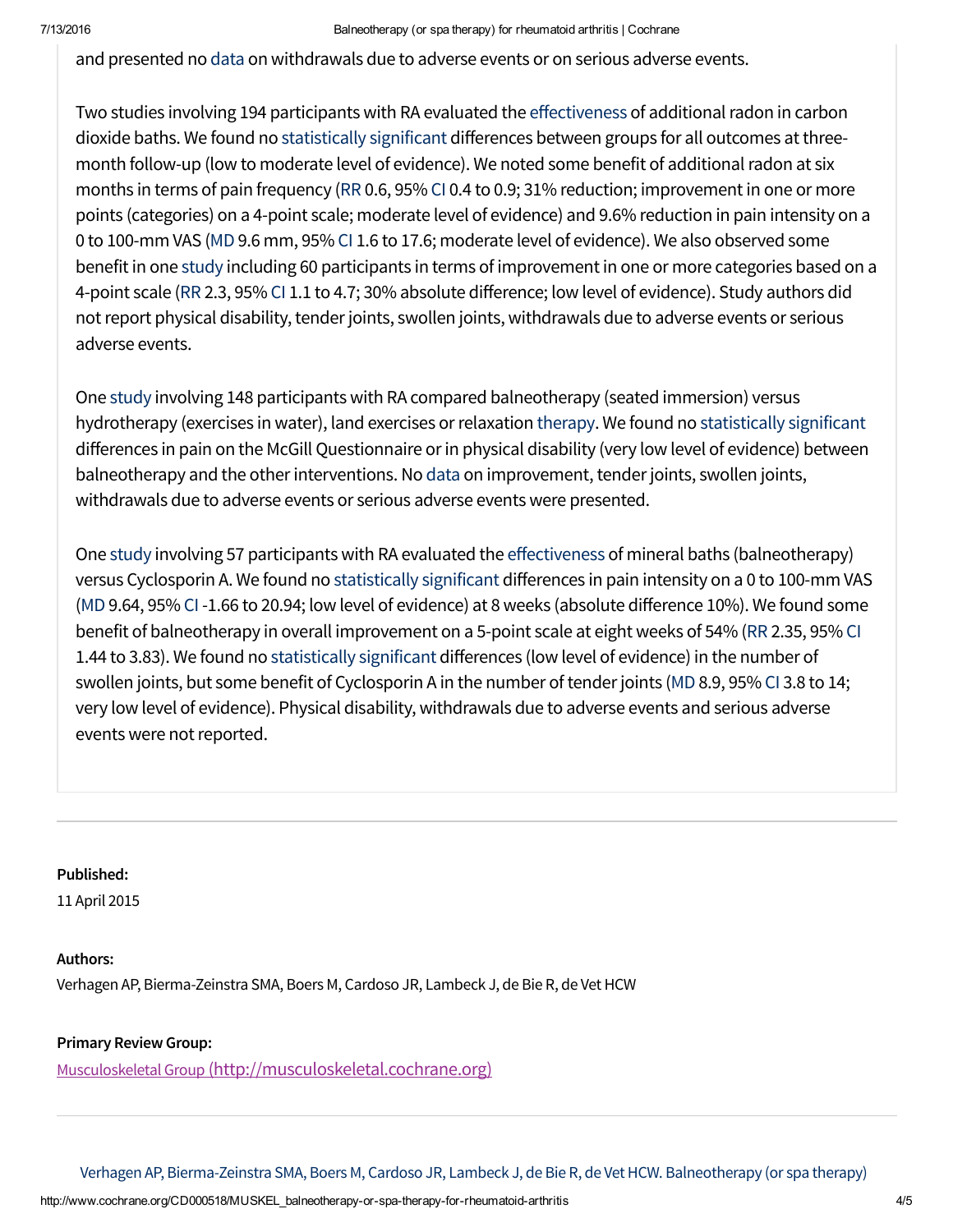and presented no data on withdrawals due to adverse events or on serious adverse events.

Two studies involving 194 participants with RA evaluated the effectiveness of additional radon in carbon dioxide baths. We found no statistically significant differences between groups for all outcomes at three-month follow-up (low to moderate level of evidence). We noted some benefit of additional radon at six months in terms of pain frequency (RR 0.6, 95% CI 0.4 to 0.9; 31% reduction; improvement in one or more points (categories) on a 4-point scale; moderate level of evidence) and 9.6% reduction in pain intensity on a 0 to 100-mm VAS (MD 9.6 mm, 95% CI 1.6 to 17.6; moderate level of evidence). We also observed some benefit in one study including 60 participants in terms of improvement in one or more categories based on a 4-point scale (RR 2.3, 95% CI 1.1 to 4.7; 30% absolute difference; low level of evidence). Study authors did not report physical disability, tender joints, swollen joints, withdrawals due to adverse events or serious adverse events.

One study involving 148 participants with RA compared balneotherapy (seated immersion) versus hydrotherapy (exercises in water), land exercises or relaxation therapy. We found no statistically significant differences in pain on the McGill Questionnaire or in physical disability (very low level of evidence) between balneotherapy and the other interventions. No data on improvement, tender joints, swollen joints, withdrawals due to adverse events or serious adverse events were presented.

One study involving 57 participants with RA evaluated the effectiveness of mineral baths (balneotherapy) versus Cyclosporin A. We found no statistically significant differences in pain intensity on a 0 to 100-mm VAS (MD 9.64, 95% CI -1.66 to 20.94; low level of evidence) at 8 weeks (absolute difference 10%). We found some benefit of balneotherapy in overall improvement on a 5-point scale at eight weeks of 54% (RR 2.35, 95% CI 1.44 to 3.83). We found no statistically significant differences (low level of evidence) in the number of swollen joints, but some benefit of Cyclosporin A in the number of tender joints (MD 8.9, 95% CI 3.8 to 14; very low level of evidence). Physical disability, withdrawals due to adverse events and serious adverse events were not reported.

**Published:**

11 April 2015

**Authors:**

Verhagen AP, Bierma-Zeinstra SMA, Boers M, Cardoso JR, Lambeck J, de Bie R, de Vet HCW

**Primary Review Group:**

Musculoskeletal Group (http://musculoskeletal.cochrane.org)

Verhagen AP, Bierma-Zeinstra SMA, Boers M, Cardoso JR, Lambeck J, de Bie R, de Vet HCW. Balneotherapy (or spa therapy)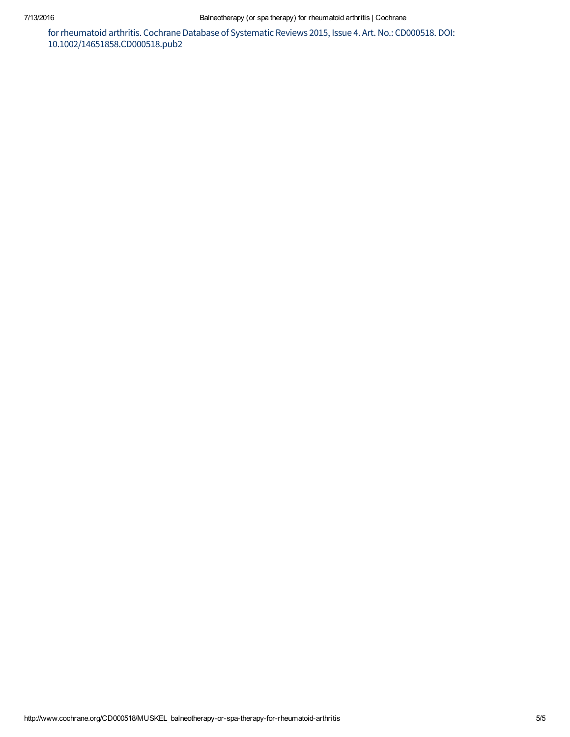for rheumatoid arthritis. Cochrane Database of Systematic Reviews 2015, Issue 4. Art. No.: CD000518. DOI: 10.1002/14651858.CD000518.pub2